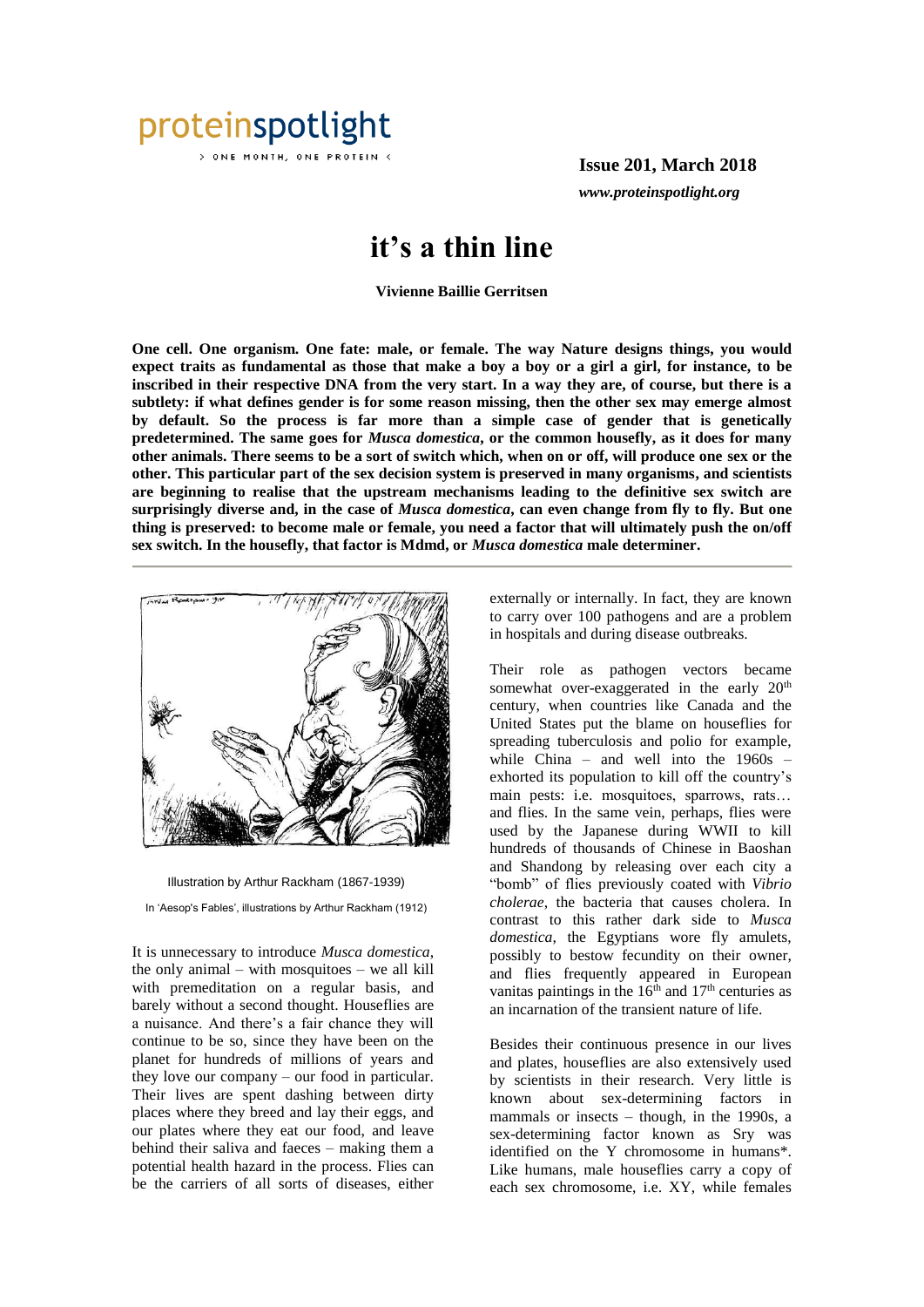proteinspotlight

> ONE MONTH, ONE PROTEIN <

**Issue 201, March 2018**

***www.proteinspotlight.org***

# it's a thin line

**Vivienne Baillie Gerritsen**

**One cell. One organism. One fate: male, or female. The way Nature designs things, you would expect traits as fundamental as those that make a boy a boy or a girl a girl, for instance, to be inscribed in their respective DNA from the very start. In a way they are, of course, but there is a subtlety: if what defines gender is for some reason missing, then the other sex may emerge almost by default. So the process is far more than a simple case of gender that is genetically predetermined. The same goes for *Musca domestica*, or the common housefly, as it does for many other animals. There seems to be a sort of switch which, when on or off, will produce one sex or the other. This particular part of the sex decision system is preserved in many organisms, and scientists are beginning to realise that the upstream mechanisms leading to the definitive sex switch are surprisingly diverse and, in the case of *Musca domestica*, can even change from fly to fly. But one thing is preserved: to become male or female, you need a factor that will ultimately push the on/off sex switch. In the housefly, that factor is Mdmd, or *Musca domestica* male determiner.**

Illustration by Arthur Rackham (1867-1939)

In 'Aesop's Fables', illustrations by Arthur Rackham (1912)

It is unnecessary to introduce *Musca domestica*, the only animal – with mosquitoes – we all kill with premeditation on a regular basis, and barely without a second thought. Houseflies are a nuisance. And there's a fair chance they will continue to be so, since they have been on the planet for hundreds of millions of years and they love our company – our food in particular. Their lives are spent dashing between dirty places where they breed and lay their eggs, and our plates where they eat our food, and leave behind their saliva and faeces – making them a potential health hazard in the process. Flies can be the carriers of all sorts of diseases, either externally or internally. In fact, they are known to carry over 100 pathogens and are a problem in hospitals and during disease outbreaks.

Their role as pathogen vectors became somewhat over-exaggerated in the early 20th century, when countries like Canada and the United States put the blame on houseflies for spreading tuberculosis and polio for example, while China – and well into the 1960s – exhorted its population to kill off the country's main pests: i.e. mosquitoes, sparrows, rats… and flies. In the same vein, perhaps, flies were used by the Japanese during WWII to kill hundreds of thousands of Chinese in Baoshan and Shandong by releasing over each city a "bomb" of flies previously coated with *Vibrio cholerae*, the bacteria that causes cholera. In contrast to this rather dark side to *Musca domestica*, the Egyptians wore fly amulets, possibly to bestow fecundity on their owner, and flies frequently appeared in European vanitas paintings in the 16th and 17th centuries as an incarnation of the transient nature of life.

Besides their continuous presence in our lives and plates, houseflies are also extensively used by scientists in their research. Very little is known about sex-determining factors in mammals or insects – though, in the 1990s, a sex-determining factor known as Sry was identified on the Y chromosome in humans*. Like humans, male houseflies carry a copy of each sex chromosome, i.e. XY, while females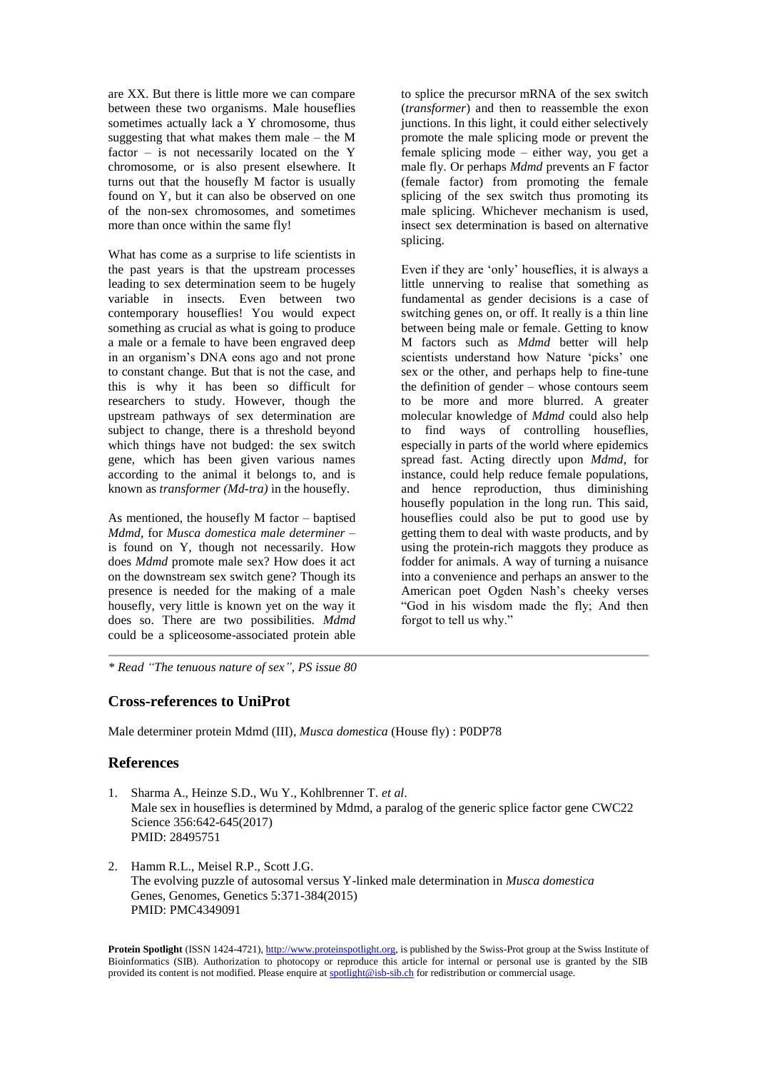are XX. But there is little more we can compare between these two organisms. Male houseflies sometimes actually lack a Y chromosome, thus suggesting that what makes them male – the M factor – is not necessarily located on the Y chromosome, or is also present elsewhere. It turns out that the housefly M factor is usually found on Y, but it can also be observed on one of the non-sex chromosomes, and sometimes more than once within the same fly!

What has come as a surprise to life scientists in the past years is that the upstream processes leading to sex determination seem to be hugely variable in insects. Even between two contemporary houseflies! You would expect something as crucial as what is going to produce a male or a female to have been engraved deep in an organism's DNA eons ago and not prone to constant change. But that is not the case, and this is why it has been so difficult for researchers to study. However, though the upstream pathways of sex determination are subject to change, there is a threshold beyond which things have not budged: the sex switch gene, which has been given various names according to the animal it belongs to, and is known as *transformer (Md-tra)* in the housefly.

As mentioned, the housefly M factor – baptised *Mdmd*, for *Musca domestica male determiner* – is found on Y, though not necessarily. How does *Mdmd* promote male sex? How does it act on the downstream sex switch gene? Though its presence is needed for the making of a male housefly, very little is known yet on the way it does so. There are two possibilities. *Mdmd* could be a spliceosome-associated protein able to splice the precursor mRNA of the sex switch (*transformer*) and then to reassemble the exon junctions. In this light, it could either selectively promote the male splicing mode or prevent the female splicing mode – either way, you get a male fly. Or perhaps *Mdmd* prevents an F factor (female factor) from promoting the female splicing of the sex switch thus promoting its male splicing. Whichever mechanism is used, insect sex determination is based on alternative splicing.

Even if they are 'only' houseflies, it is always a little unnerving to realise that something as fundamental as gender decisions is a case of switching genes on, or off. It really is a thin line between being male or female. Getting to know M factors such as *Mdmd* better will help scientists understand how Nature 'picks' one sex or the other, and perhaps help to fine-tune the definition of gender – whose contours seem to be more and more blurred. A greater molecular knowledge of *Mdmd* could also help to find ways of controlling houseflies, especially in parts of the world where epidemics spread fast. Acting directly upon *Mdmd*, for instance, could help reduce female populations, and hence reproduction, thus diminishing housefly population in the long run. This said, houseflies could also be put to good use by getting them to deal with waste products, and by using the protein-rich maggots they produce as fodder for animals. A way of turning a nuisance into a convenience and perhaps an answer to the American poet Ogden Nash's cheeky verses "God in his wisdom made the fly; And then forgot to tell us why."

---

\* *Read "The tenuous nature of sex", PS issue 80*

## Cross-references to UniProt

Male determiner protein Mdmd (III), *Musca domestica* (House fly) : P0DP78

## References

1. Sharma A., Heinze S.D., Wu Y., Kohlbrenner T. *et al*.
   Male sex in houseflies is determined by Mdmd, a paralog of the generic splice factor gene CWC22
   Science 356:642-645(2017)
   PMID: 28495751

2. Hamm R.L., Meisel R.P., Scott J.G.
   The evolving puzzle of autosomal versus Y-linked male determination in *Musca domestica*
   Genes, Genomes, Genetics 5:371-384(2015)
   PMID: PMC4349091

**Protein Spotlight** (ISSN 1424-4721), http://www.proteinspotlight.org, is published by the Swiss-Prot group at the Swiss Institute of Bioinformatics (SIB). Authorization to photocopy or reproduce this article for internal or personal use is granted by the SIB provided its content is not modified. Please enquire at spotlight@isb-sib.ch for redistribution or commercial usage.